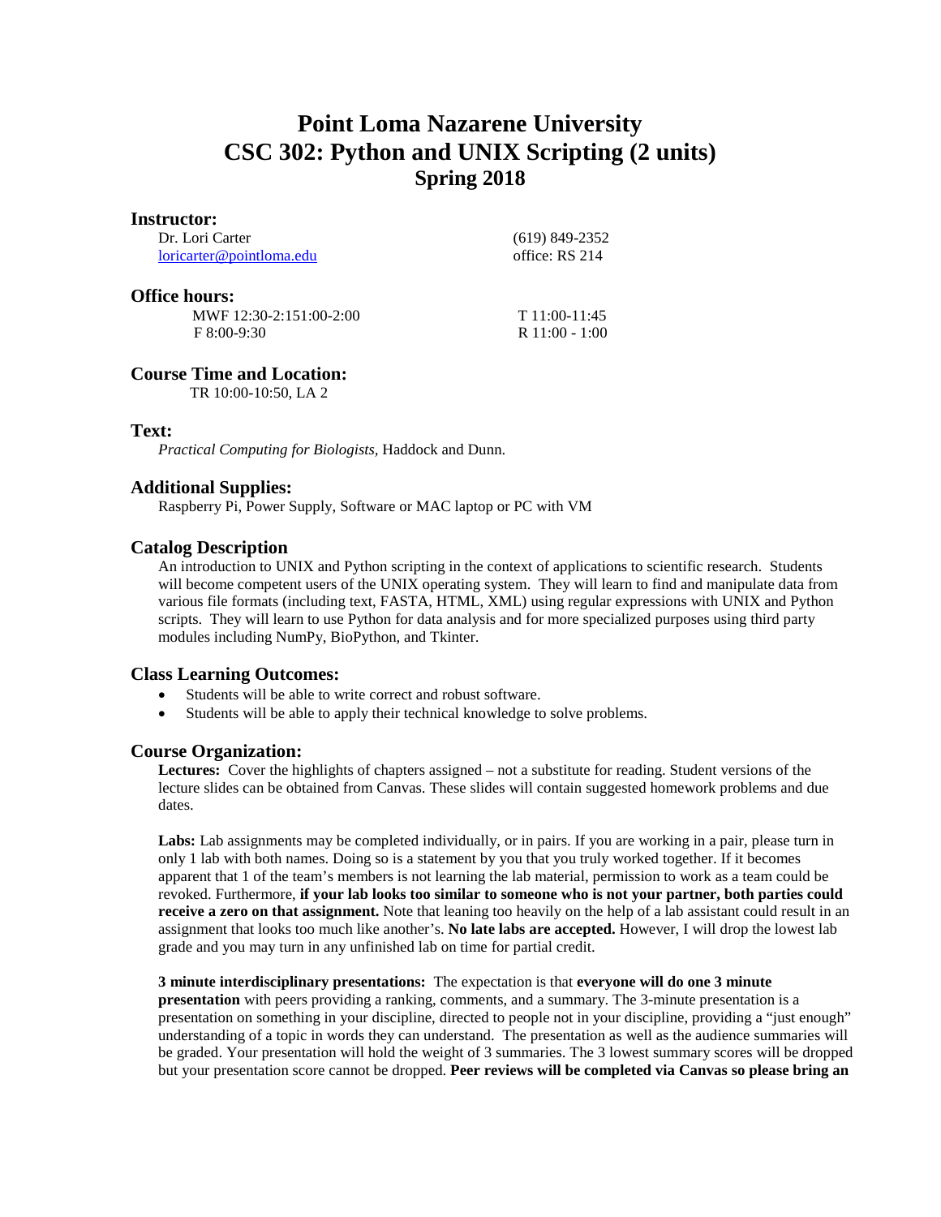# Point Loma Nazarene University
# CSC 302: Python and UNIX Scripting (2 units)
## Spring 2018

### Instructor:

Dr. Lori Carter  
loricarter@pointloma.edu

(619) 849-2352  
office: RS 214

### Office hours:

MWF 12:30-2:151:00-2:00  
F 8:00-9:30

T 11:00-11:45  
R 11:00 - 1:00

### Course Time and Location:

TR 10:00-10:50, LA 2

### Text:

*Practical Computing for Biologists*, Haddock and Dunn.

### Additional Supplies:

Raspberry Pi, Power Supply, Software or MAC laptop or PC with VM

### Catalog Description

An introduction to UNIX and Python scripting in the context of applications to scientific research. Students will become competent users of the UNIX operating system. They will learn to find and manipulate data from various file formats (including text, FASTA, HTML, XML) using regular expressions with UNIX and Python scripts. They will learn to use Python for data analysis and for more specialized purposes using third party modules including NumPy, BioPython, and Tkinter.

### Class Learning Outcomes:

- Students will be able to write correct and robust software.
- Students will be able to apply their technical knowledge to solve problems.

### Course Organization:

**Lectures:** Cover the highlights of chapters assigned – not a substitute for reading. Student versions of the lecture slides can be obtained from Canvas. These slides will contain suggested homework problems and due dates.

**Labs:** Lab assignments may be completed individually, or in pairs. If you are working in a pair, please turn in only 1 lab with both names. Doing so is a statement by you that you truly worked together. If it becomes apparent that 1 of the team's members is not learning the lab material, permission to work as a team could be revoked. Furthermore, **if your lab looks too similar to someone who is not your partner, both parties could receive a zero on that assignment.** Note that leaning too heavily on the help of a lab assistant could result in an assignment that looks too much like another's. **No late labs are accepted.** However, I will drop the lowest lab grade and you may turn in any unfinished lab on time for partial credit.

**3 minute interdisciplinary presentations:** The expectation is that **everyone will do one 3 minute presentation** with peers providing a ranking, comments, and a summary. The 3-minute presentation is a presentation on something in your discipline, directed to people not in your discipline, providing a "just enough" understanding of a topic in words they can understand. The presentation as well as the audience summaries will be graded. Your presentation will hold the weight of 3 summaries. The 3 lowest summary scores will be dropped but your presentation score cannot be dropped. **Peer reviews will be completed via Canvas so please bring an**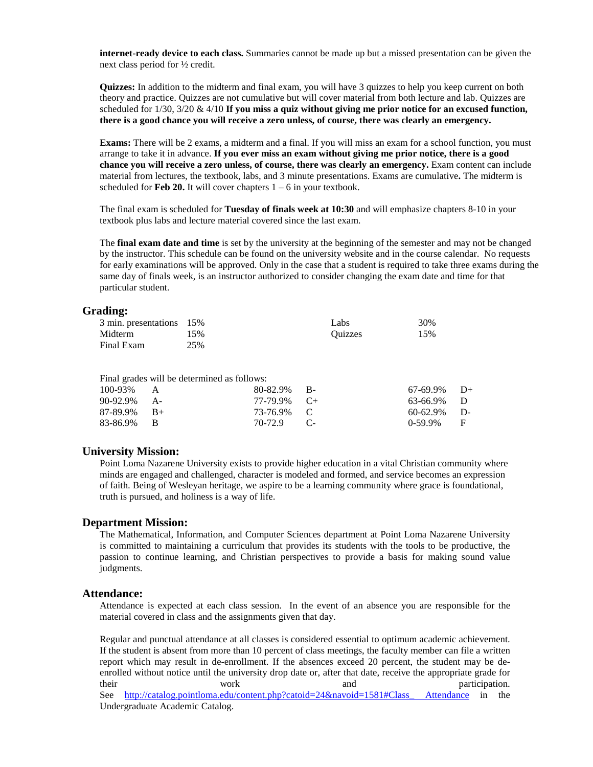**internet-ready device to each class.** Summaries cannot be made up but a missed presentation can be given the next class period for ½ credit.

**Quizzes:** In addition to the midterm and final exam, you will have 3 quizzes to help you keep current on both theory and practice. Quizzes are not cumulative but will cover material from both lecture and lab. Quizzes are scheduled for 1/30, 3/20 & 4/10 **If you miss a quiz without giving me prior notice for an excused function, there is a good chance you will receive a zero unless, of course, there was clearly an emergency.**

**Exams:** There will be 2 exams, a midterm and a final. If you will miss an exam for a school function, you must arrange to take it in advance. **If you ever miss an exam without giving me prior notice, there is a good chance you will receive a zero unless, of course, there was clearly an emergency.** Exam content can include material from lectures, the textbook, labs, and 3 minute presentations. Exams are cumulative**.** The midterm is scheduled for **Feb 20.** It will cover chapters 1 – 6 in your textbook.

The final exam is scheduled for **Tuesday of finals week at 10:30** and will emphasize chapters 8-10 in your textbook plus labs and lecture material covered since the last exam.

The **final exam date and time** is set by the university at the beginning of the semester and may not be changed by the instructor. This schedule can be found on the university website and in the course calendar. No requests for early examinations will be approved. Only in the case that a student is required to take three exams during the same day of finals week, is an instructor authorized to consider changing the exam date and time for that particular student.

## Grading:

| | | | |
|---|---|---|---|
| 3 min. presentations | 15% | Labs | 30% |
| Midterm | 15% | Quizzes | 15% |
| Final Exam | 25% | | |

Final grades will be determined as follows:

| | | | | | |
|---|---|---|---|---|---|
| 100-93% | A | 80-82.9% | B- | 67-69.9% | D+ |
| 90-92.9% | A- | 77-79.9% | C+ | 63-66.9% | D |
| 87-89.9% | B+ | 73-76.9% | C | 60-62.9% | D- |
| 83-86.9% | B | 70-72.9 | C- | 0-59.9% | F |

## University Mission:

Point Loma Nazarene University exists to provide higher education in a vital Christian community where minds are engaged and challenged, character is modeled and formed, and service becomes an expression of faith. Being of Wesleyan heritage, we aspire to be a learning community where grace is foundational, truth is pursued, and holiness is a way of life.

## Department Mission:

The Mathematical, Information, and Computer Sciences department at Point Loma Nazarene University is committed to maintaining a curriculum that provides its students with the tools to be productive, the passion to continue learning, and Christian perspectives to provide a basis for making sound value judgments.

## Attendance:

Attendance is expected at each class session. In the event of an absence you are responsible for the material covered in class and the assignments given that day.

Regular and punctual attendance at all classes is considered essential to optimum academic achievement. If the student is absent from more than 10 percent of class meetings, the faculty member can file a written report which may result in de-enrollment. If the absences exceed 20 percent, the student may be de-enrolled without notice until the university drop date or, after that date, receive the appropriate grade for their work and participation. See http://catalog.pointloma.edu/content.php?catoid=24&navoid=1581#Class_ Attendance in the Undergraduate Academic Catalog.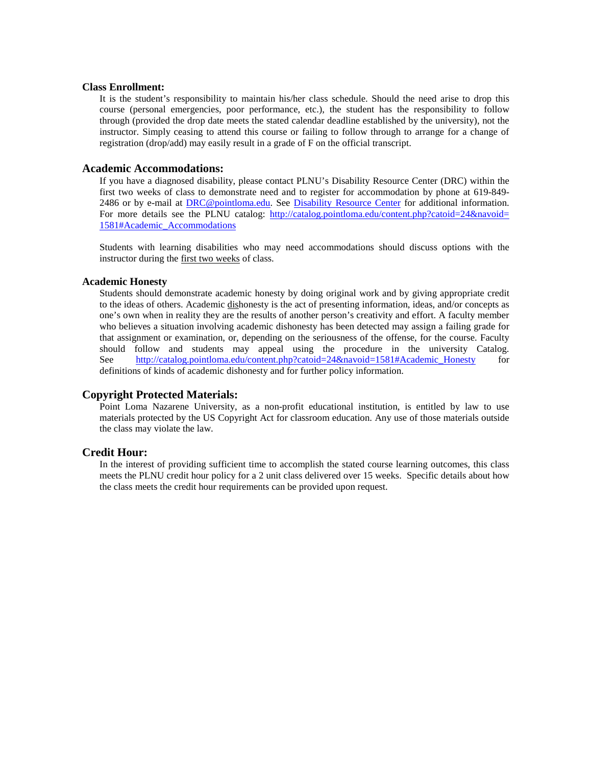**Class Enrollment:**

It is the student's responsibility to maintain his/her class schedule. Should the need arise to drop this course (personal emergencies, poor performance, etc.), the student has the responsibility to follow through (provided the drop date meets the stated calendar deadline established by the university), not the instructor. Simply ceasing to attend this course or failing to follow through to arrange for a change of registration (drop/add) may easily result in a grade of F on the official transcript.

## Academic Accommodations:

If you have a diagnosed disability, please contact PLNU's Disability Resource Center (DRC) within the first two weeks of class to demonstrate need and to register for accommodation by phone at 619-849-2486 or by e-mail at [DRC@pointloma.edu](mailto:DRC@pointloma.edu). See Disability Resource Center for additional information. For more details see the PLNU catalog: http://catalog.pointloma.edu/content.php?catoid=24&navoid=1581#Academic_Accommodations

Students with learning disabilities who may need accommodations should discuss options with the instructor during the first two weeks of class.

**Academic Honesty**

Students should demonstrate academic honesty by doing original work and by giving appropriate credit to the ideas of others. Academic dishonesty is the act of presenting information, ideas, and/or concepts as one's own when in reality they are the results of another person's creativity and effort. A faculty member who believes a situation involving academic dishonesty has been detected may assign a failing grade for that assignment or examination, or, depending on the seriousness of the offense, for the course. Faculty should follow and students may appeal using the procedure in the university Catalog. See http://catalog.pointloma.edu/content.php?catoid=24&navoid=1581#Academic_Honesty for definitions of kinds of academic dishonesty and for further policy information.

## Copyright Protected Materials:

Point Loma Nazarene University, as a non-profit educational institution, is entitled by law to use materials protected by the US Copyright Act for classroom education. Any use of those materials outside the class may violate the law.

## Credit Hour:

In the interest of providing sufficient time to accomplish the stated course learning outcomes, this class meets the PLNU credit hour policy for a 2 unit class delivered over 15 weeks. Specific details about how the class meets the credit hour requirements can be provided upon request.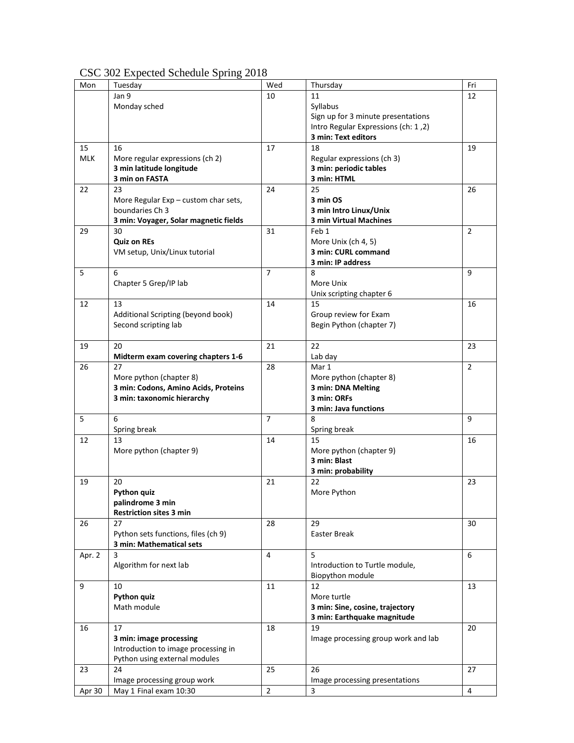CSC 302 Expected Schedule Spring 2018

| Mon | Tuesday | Wed | Thursday | Fri |
|---|---|---|---|---|
| | Jan 9<br>Monday sched | 10 | 11<br>Syllabus<br>Sign up for 3 minute presentations<br>Intro Regular Expressions (ch: 1 ,2)<br>**3 min: Text editors** | 12 |
| 15<br>MLK | 16<br>More regular expressions (ch 2)<br>**3 min latitude longitude**<br>**3 min on FASTA** | 17 | 18<br>Regular expressions (ch 3)<br>**3 min: periodic tables**<br>**3 min: HTML** | 19 |
| 22 | 23<br>More Regular Exp – custom char sets, boundaries Ch 3<br>**3 min: Voyager, Solar magnetic fields** | 24 | 25<br>**3 min OS**<br>**3 min Intro Linux/Unix**<br>**3 min Virtual Machines** | 26 |
| 29 | 30<br>**Quiz on REs**<br>VM setup, Unix/Linux tutorial | 31 | Feb 1<br>More Unix (ch 4, 5)<br>**3 min: CURL command**<br>**3 min: IP address** | 2 |
| 5 | 6<br>Chapter 5 Grep/IP lab | 7 | 8<br>More Unix<br>Unix scripting chapter 6 | 9 |
| 12 | 13<br>Additional Scripting (beyond book)<br>Second scripting lab | 14 | 15<br>Group review for Exam<br>Begin Python (chapter 7) | 16 |
| 19 | 20<br>**Midterm exam covering chapters 1-6** | 21 | 22<br>Lab day | 23 |
| 26 | 27<br>More python (chapter 8)<br>**3 min: Codons, Amino Acids, Proteins**<br>**3 min: taxonomic hierarchy** | 28 | Mar 1<br>More python (chapter 8)<br>**3 min: DNA Melting**<br>**3 min: ORFs**<br>**3 min: Java functions** | 2 |
| 5 | 6<br>Spring break | 7 | 8<br>Spring break | 9 |
| 12 | 13<br>More python (chapter 9) | 14 | 15<br>More python (chapter 9)<br>**3 min: Blast**<br>**3 min: probability** | 16 |
| 19 | 20<br>**Python quiz**<br>**palindrome 3 min**<br>**Restriction sites 3 min** | 21 | 22<br>More Python | 23 |
| 26 | 27<br>Python sets functions, files (ch 9)<br>**3 min: Mathematical sets** | 28 | 29<br>Easter Break | 30 |
| Apr. 2 | 3<br>Algorithm for next lab | 4 | 5<br>Introduction to Turtle module, Biopython module | 6 |
| 9 | 10<br>**Python quiz**<br>Math module | 11 | 12<br>More turtle<br>**3 min: Sine, cosine, trajectory**<br>**3 min: Earthquake magnitude** | 13 |
| 16 | 17<br>**3 min: image processing**<br>Introduction to image processing in Python using external modules | 18 | 19<br>Image processing group work and lab | 20 |
| 23 | 24<br>Image processing group work | 25 | 26<br>Image processing presentations | 27 |
| Apr 30 | May 1 Final exam 10:30 | 2 | 3 | 4 |